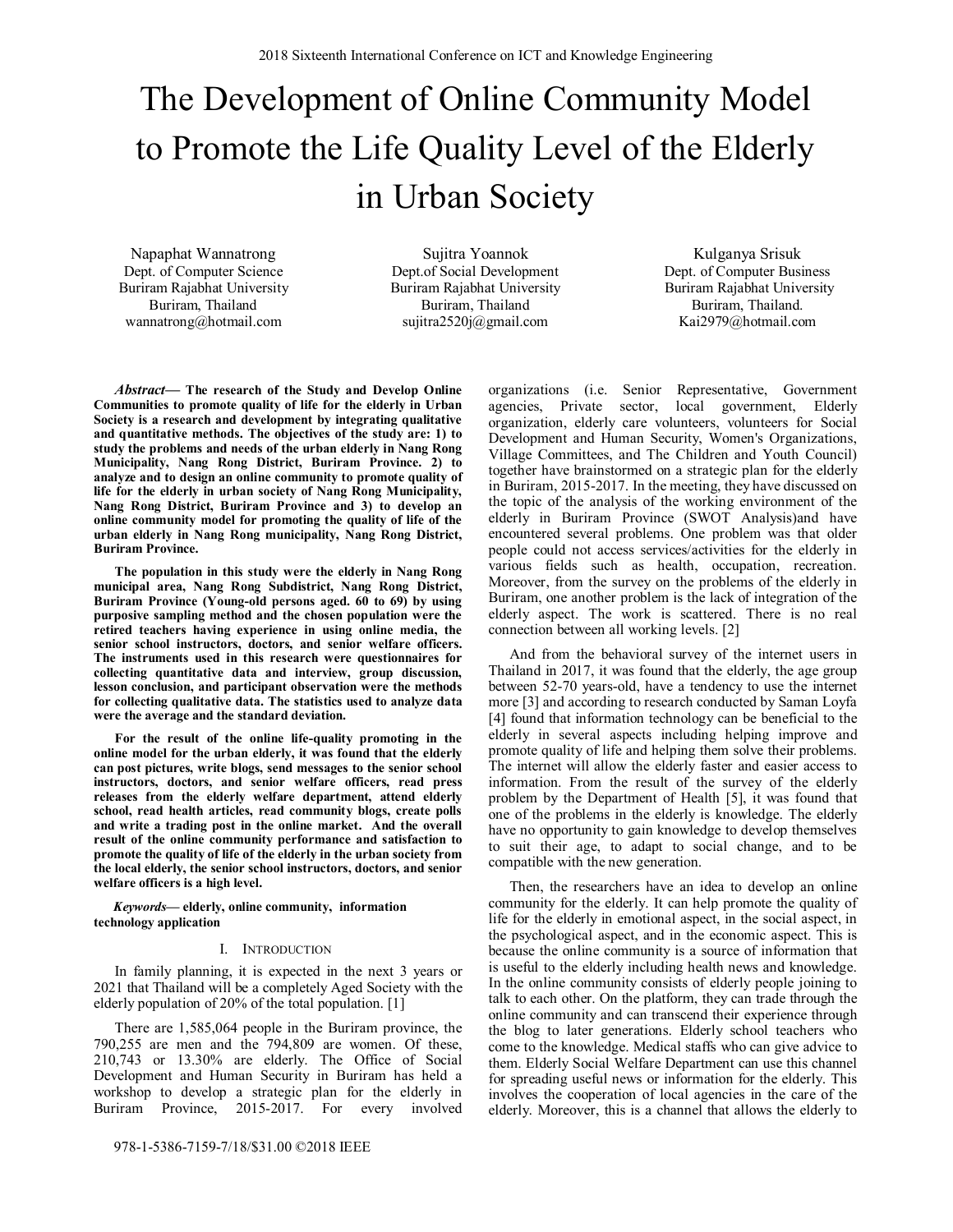# The Development of Online Community Model to Promote the Life Quality Level of the Elderly in Urban Society

Napaphat Wannatrong
Dept. of Computer Science
Buriram Rajabhat University
Buriram, Thailand
wannatrong@hotmail.com

Sujitra Yoannok
Dept.of Social Development
Buriram Rajabhat University
Buriram, Thailand
sujitra2520j@gmail.com

Kulganya Srisuk
Dept. of Computer Business
Buriram Rajabhat University
Buriram, Thailand.
Kai2979@hotmail.com

***Abstract*— The research of the Study and Develop Online Communities to promote quality of life for the elderly in Urban Society is a research and development by integrating qualitative and quantitative methods. The objectives of the study are: 1) to study the problems and needs of the urban elderly in Nang Rong Municipality, Nang Rong District, Buriram Province. 2) to analyze and to design an online community to promote quality of life for the elderly in urban society of Nang Rong Municipality, Nang Rong District, Buriram Province and 3) to develop an online community model for promoting the quality of life of the urban elderly in Nang Rong municipality, Nang Rong District, Buriram Province.**

**The population in this study were the elderly in Nang Rong municipal area, Nang Rong Subdistrict, Nang Rong District, Buriram Province (Young-old persons aged. 60 to 69) by using purposive sampling method and the chosen population were the retired teachers having experience in using online media, the senior school instructors, doctors, and senior welfare officers. The instruments used in this research were questionnaires for collecting quantitative data and interview, group discussion, lesson conclusion, and participant observation were the methods for collecting qualitative data. The statistics used to analyze data were the average and the standard deviation.**

**For the result of the online life-quality promoting in the online model for the urban elderly, it was found that the elderly can post pictures, write blogs, send messages to the senior school instructors, doctors, and senior welfare officers, read press releases from the elderly welfare department, attend elderly school, read health articles, read community blogs, create polls and write a trading post in the online market. And the overall result of the online community performance and satisfaction to promote the quality of life of the elderly in the urban society from the local elderly, the senior school instructors, doctors, and senior welfare officers is a high level.**

***Keywords*— elderly, online community, information technology application**

## I. Introduction

In family planning, it is expected in the next 3 years or 2021 that Thailand will be a completely Aged Society with the elderly population of 20% of the total population. [1]

There are 1,585,064 people in the Buriram province, the 790,255 are men and the 794,809 are women. Of these, 210,743 or 13.30% are elderly. The Office of Social Development and Human Security in Buriram has held a workshop to develop a strategic plan for the elderly in Buriram Province, 2015-2017. For every involved organizations (i.e. Senior Representative, Government agencies, Private sector, local government, Elderly organization, elderly care volunteers, volunteers for Social Development and Human Security, Women's Organizations, Village Committees, and The Children and Youth Council) together have brainstormed on a strategic plan for the elderly in Buriram, 2015-2017. In the meeting, they have discussed on the topic of the analysis of the working environment of the elderly in Buriram Province (SWOT Analysis)and have encountered several problems. One problem was that older people could not access services/activities for the elderly in various fields such as health, occupation, recreation. Moreover, from the survey on the problems of the elderly in Buriram, one another problem is the lack of integration of the elderly aspect. The work is scattered. There is no real connection between all working levels. [2]

And from the behavioral survey of the internet users in Thailand in 2017, it was found that the elderly, the age group between 52-70 years-old, have a tendency to use the internet more [3] and according to research conducted by Saman Loyfa [4] found that information technology can be beneficial to the elderly in several aspects including helping improve and promote quality of life and helping them solve their problems. The internet will allow the elderly faster and easier access to information. From the result of the survey of the elderly problem by the Department of Health [5], it was found that one of the problems in the elderly is knowledge. The elderly have no opportunity to gain knowledge to develop themselves to suit their age, to adapt to social change, and to be compatible with the new generation.

Then, the researchers have an idea to develop an online community for the elderly. It can help promote the quality of life for the elderly in emotional aspect, in the social aspect, in the psychological aspect, and in the economic aspect. This is because the online community is a source of information that is useful to the elderly including health news and knowledge. In the online community consists of elderly people joining to talk to each other. On the platform, they can trade through the online community and can transcend their experience through the blog to later generations. Elderly school teachers who come to the knowledge. Medical staffs who can give advice to them. Elderly Social Welfare Department can use this channel for spreading useful news or information for the elderly. This involves the cooperation of local agencies in the care of the elderly. Moreover, this is a channel that allows the elderly to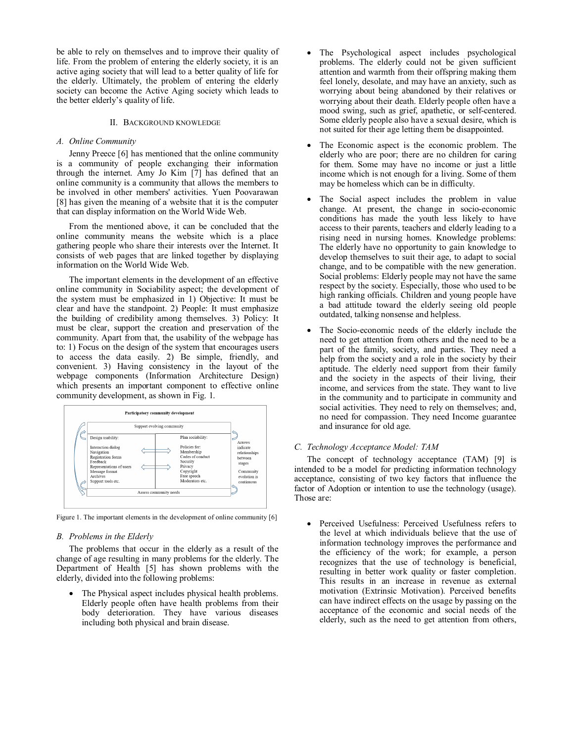be able to rely on themselves and to improve their quality of life. From the problem of entering the elderly society, it is an active aging society that will lead to a better quality of life for the elderly. Ultimately, the problem of entering the elderly society can become the Active Aging society which leads to the better elderly's quality of life.

## II. Background Knowledge

### A. Online Community

Jenny Preece [6] has mentioned that the online community is a community of people exchanging their information through the internet. Amy Jo Kim [7] has defined that an online community is a community that allows the members to be involved in other members' activities. Yuen Poovarawan [8] has given the meaning of a website that it is the computer that can display information on the World Wide Web.

From the mentioned above, it can be concluded that the online community means the website which is a place gathering people who share their interests over the Internet. It consists of web pages that are linked together by displaying information on the World Wide Web.

The important elements in the development of an effective online community in Sociability aspect; the development of the system must be emphasized in 1) Objective: It must be clear and have the standpoint. 2) People: It must emphasize the building of credibility among themselves. 3) Policy: It must be clear, support the creation and preservation of the community. Apart from that, the usability of the webpage has to: 1) Focus on the design of the system that encourages users to access the data easily. 2) Be simple, friendly, and convenient. 3) Having consistency in the layout of the webpage components (Information Architecture Design) which presents an important component to effective online community development, as shown in Fig. 1.

Participatory community development

Support evolving community

Design usability:
Interaction dialog
Navigation
Registration forms
Feedback
Representations of users
Message format
Archives
Support tools etc.

Plan sociability:
Policies for:
Membership
Codes of conduct
Security
Privacy
Copyright
Free speech
Moderators etc.

Arrows indicate relationships between stages

Community evolution is continuous

Assess community needs

Figure 1. The important elements in the development of online community [6]

### B. Problems in the Elderly

The problems that occur in the elderly as a result of the change of age resulting in many problems for the elderly. The Department of Health [5] has shown problems with the elderly, divided into the following problems:

- The Physical aspect includes physical health problems. Elderly people often have health problems from their body deterioration. They have various diseases including both physical and brain disease.
- The Psychological aspect includes psychological problems. The elderly could not be given sufficient attention and warmth from their offspring making them feel lonely, desolate, and may have an anxiety, such as worrying about being abandoned by their relatives or worrying about their death. Elderly people often have a mood swing, such as grief, apathetic, or self-centered. Some elderly people also have a sexual desire, which is not suited for their age letting them be disappointed.
- The Economic aspect is the economic problem. The elderly who are poor; there are no children for caring for them. Some may have no income or just a little income which is not enough for a living. Some of them may be homeless which can be in difficulty.
- The Social aspect includes the problem in value change. At present, the change in socio-economic conditions has made the youth less likely to have access to their parents, teachers and elderly leading to a rising need in nursing homes. Knowledge problems: The elderly have no opportunity to gain knowledge to develop themselves to suit their age, to adapt to social change, and to be compatible with the new generation. Social problems: Elderly people may not have the same respect by the society. Especially, those who used to be high ranking officials. Children and young people have a bad attitude toward the elderly seeing old people outdated, talking nonsense and helpless.
- The Socio-economic needs of the elderly include the need to get attention from others and the need to be a part of the family, society, and parties. They need a help from the society and a role in the society by their aptitude. The elderly need support from their family and the society in the aspects of their living, their income, and services from the state. They want to live in the community and to participate in community and social activities. They need to rely on themselves; and, no need for compassion. They need Income guarantee and insurance for old age.

### C. Technology Acceptance Model: TAM

The concept of technology acceptance (TAM) [9] is intended to be a model for predicting information technology acceptance, consisting of two key factors that influence the factor of Adoption or intention to use the technology (usage). Those are:

- Perceived Usefulness: Perceived Usefulness refers to the level at which individuals believe that the use of information technology improves the performance and the efficiency of the work; for example, a person recognizes that the use of technology is beneficial, resulting in better work quality or faster completion. This results in an increase in revenue as external motivation (Extrinsic Motivation). Perceived benefits can have indirect effects on the usage by passing on the acceptance of the economic and social needs of the elderly, such as the need to get attention from others,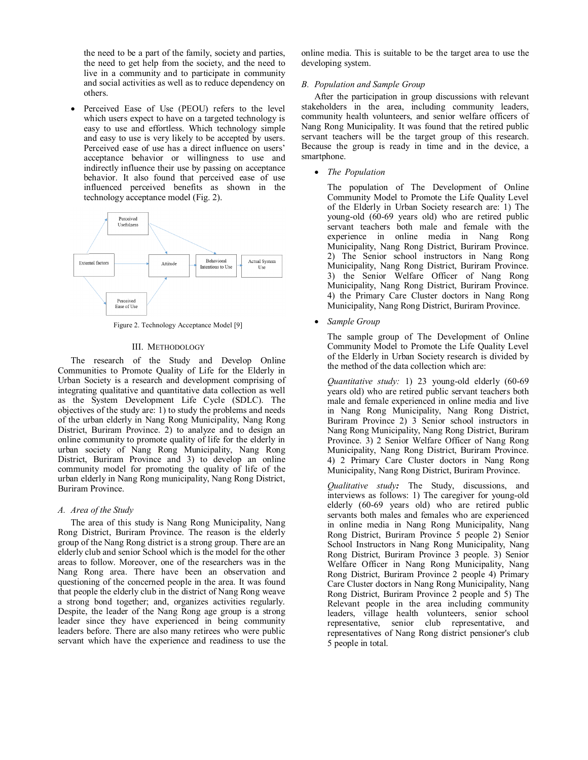the need to be a part of the family, society and parties, the need to get help from the society, and the need to live in a community and to participate in community and social activities as well as to reduce dependency on others.

- Perceived Ease of Use (PEOU) refers to the level which users expect to have on a targeted technology is easy to use and effortless. Which technology simple and easy to use is very likely to be accepted by users. Perceived ease of use has a direct influence on users' acceptance behavior or willingness to use and indirectly influence their use by passing on acceptance behavior. It also found that perceived ease of use influenced perceived benefits as shown in the technology acceptance model (Fig. 2).

Perceived Usefulness

External factors

Attitude

Behavioral Intentions to Use

Actual System Use

Perceived Ease of Use

Figure 2. Technology Acceptance Model [9]

## III. Methodology

The research of the Study and Develop Online Communities to Promote Quality of Life for the Elderly in Urban Society is a research and development comprising of integrating qualitative and quantitative data collection as well as the System Development Life Cycle (SDLC). The objectives of the study are: 1) to study the problems and needs of the urban elderly in Nang Rong Municipality, Nang Rong District, Buriram Province. 2) to analyze and to design an online community to promote quality of life for the elderly in urban society of Nang Rong Municipality, Nang Rong District, Buriram Province and 3) to develop an online community model for promoting the quality of life of the urban elderly in Nang Rong municipality, Nang Rong District, Buriram Province.

### *A. Area of the Study*

The area of this study is Nang Rong Municipality, Nang Rong District, Buriram Province. The reason is the elderly group of the Nang Rong district is a strong group. There are an elderly club and senior School which is the model for the other areas to follow. Moreover, one of the researchers was in the Nang Rong area. There have been an observation and questioning of the concerned people in the area. It was found that people the elderly club in the district of Nang Rong weave a strong bond together; and, organizes activities regularly. Despite, the leader of the Nang Rong age group is a strong leader since they have experienced in being community leaders before. There are also many retirees who were public servant which have the experience and readiness to use the online media. This is suitable to be the target area to use the developing system.

### *B. Population and Sample Group*

After the participation in group discussions with relevant stakeholders in the area, including community leaders, community health volunteers, and senior welfare officers of Nang Rong Municipality. It was found that the retired public servant teachers will be the target group of this research. Because the group is ready in time and in the device, a smartphone.

- *The Population*

  The population of The Development of Online Community Model to Promote the Life Quality Level of the Elderly in Urban Society research are: 1) The young-old (60-69 years old) who are retired public servant teachers both male and female with the experience in online media in Nang Rong Municipality, Nang Rong District, Buriram Province. 2) The Senior school instructors in Nang Rong Municipality, Nang Rong District, Buriram Province. 3) the Senior Welfare Officer of Nang Rong Municipality, Nang Rong District, Buriram Province. 4) the Primary Care Cluster doctors in Nang Rong Municipality, Nang Rong District, Buriram Province.

- *Sample Group*

  The sample group of The Development of Online Community Model to Promote the Life Quality Level of the Elderly in Urban Society research is divided by the method of the data collection which are:

  *Quantitative study:* 1) 23 young-old elderly (60-69 years old) who are retired public servant teachers both male and female experienced in online media and live in Nang Rong Municipality, Nang Rong District, Buriram Province 2) 3 Senior school instructors in Nang Rong Municipality, Nang Rong District, Buriram Province. 3) 2 Senior Welfare Officer of Nang Rong Municipality, Nang Rong District, Buriram Province. 4) 2 Primary Care Cluster doctors in Nang Rong Municipality, Nang Rong District, Buriram Province.

  *Qualitative study:* The Study, discussions, and interviews as follows: 1) The caregiver for young-old elderly (60-69 years old) who are retired public servants both males and females who are experienced in online media in Nang Rong Municipality, Nang Rong District, Buriram Province 5 people 2) Senior School Instructors in Nang Rong Municipality, Nang Rong District, Buriram Province 3 people. 3) Senior Welfare Officer in Nang Rong Municipality, Nang Rong District, Buriram Province 2 people 4) Primary Care Cluster doctors in Nang Rong Municipality, Nang Rong District, Buriram Province 2 people and 5) The Relevant people in the area including community leaders, village health volunteers, senior school representative, senior club representative, and representatives of Nang Rong district pensioner's club 5 people in total.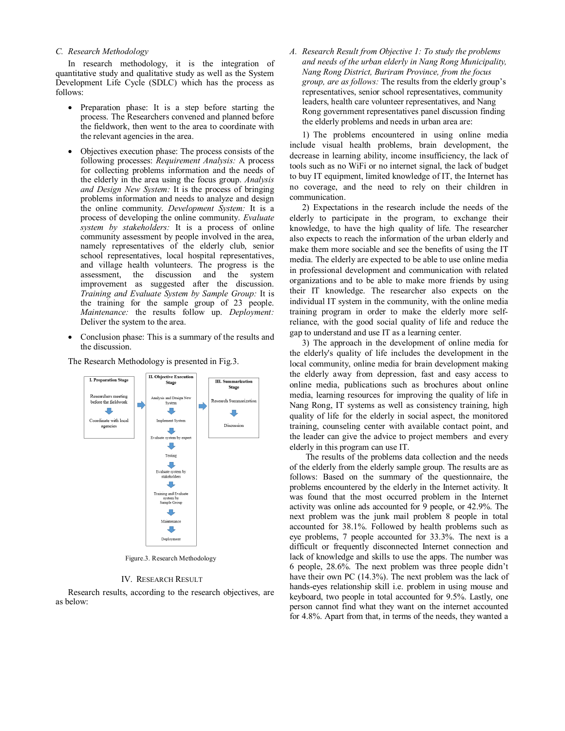### C. Research Methodology

In research methodology, it is the integration of quantitative study and qualitative study as well as the System Development Life Cycle (SDLC) which has the process as follows:

- Preparation phase: It is a step before starting the process. The Researchers convened and planned before the fieldwork, then went to the area to coordinate with the relevant agencies in the area.
- Objectives execution phase: The process consists of the following processes: *Requirement Analysis:* A process for collecting problems information and the needs of the elderly in the area using the focus group. *Analysis and Design New System:* It is the process of bringing problems information and needs to analyze and design the online community. *Development System:* It is a process of developing the online community. *Evaluate system by stakeholders:* It is a process of online community assessment by people involved in the area, namely representatives of the elderly club, senior school representatives, local hospital representatives, and village health volunteers. The progress is the assessment, the discussion and the system improvement as suggested after the discussion. *Training and Evaluate System by Sample Group:* It is the training for the sample group of 23 people. *Maintenance:* the results follow up. *Deployment:* Deliver the system to the area.
- Conclusion phase: This is a summary of the results and the discussion.

The Research Methodology is presented in Fig.3.

I. Preparation Stage

Researchers meeting before the fieldwork

Coordinate with local agencies

II. Objective Execution Stage

Analysis and Design New System

Implement System

Evaluate system by expert

Testing

Evaluate system by stakeholders

Training and Evaluate system by Sample Group

Maintenance

Deployment

III. Summarization Stage

Research Summarization

Discussion

Figure.3. Research Methodology

## IV. Research Result

Research results, according to the research objectives, are as below:

### A. Research Result from Objective 1: To study the problems and needs of the urban elderly in Nang Rong Municipality, Nang Rong District, Buriram Province, from the focus group, are as follows:

The results from the elderly group's representatives, senior school representatives, community leaders, health care volunteer representatives, and Nang Rong government representatives panel discussion finding the elderly problems and needs in urban area are:

1) The problems encountered in using online media include visual health problems, brain development, the decrease in learning ability, income insufficiency, the lack of tools such as no WiFi or no internet signal, the lack of budget to buy IT equipment, limited knowledge of IT, the Internet has no coverage, and the need to rely on their children in communication.

2) Expectations in the research include the needs of the elderly to participate in the program, to exchange their knowledge, to have the high quality of life. The researcher also expects to reach the information of the urban elderly and make them more sociable and see the benefits of using the IT media. The elderly are expected to be able to use online media in professional development and communication with related organizations and to be able to make more friends by using their IT knowledge. The researcher also expects on the individual IT system in the community, with the online media training program in order to make the elderly more self-reliance, with the good social quality of life and reduce the gap to understand and use IT as a learning center.

3) The approach in the development of online media for the elderly's quality of life includes the development in the local community, online media for brain development making the elderly away from depression, fast and easy access to online media, publications such as brochures about online media, learning resources for improving the quality of life in Nang Rong, IT systems as well as consistency training, high quality of life for the elderly in social aspect, the monitored training, counseling center with available contact point, and the leader can give the advice to project members and every elderly in this program can use IT.

The results of the problems data collection and the needs of the elderly from the elderly sample group. The results are as follows: Based on the summary of the questionnaire, the problems encountered by the elderly in the Internet activity. It was found that the most occurred problem in the Internet activity was online ads accounted for 9 people, or 42.9%. The next problem was the junk mail problem 8 people in total accounted for 38.1%. Followed by health problems such as eye problems, 7 people accounted for 33.3%. The next is a difficult or frequently disconnected Internet connection and lack of knowledge and skills to use the apps. The number was 6 people, 28.6%. The next problem was three people didn't have their own PC (14.3%). The next problem was the lack of hands-eyes relationship skill i.e. problem in using mouse and keyboard, two people in total accounted for 9.5%. Lastly, one person cannot find what they want on the internet accounted for 4.8%. Apart from that, in terms of the needs, they wanted a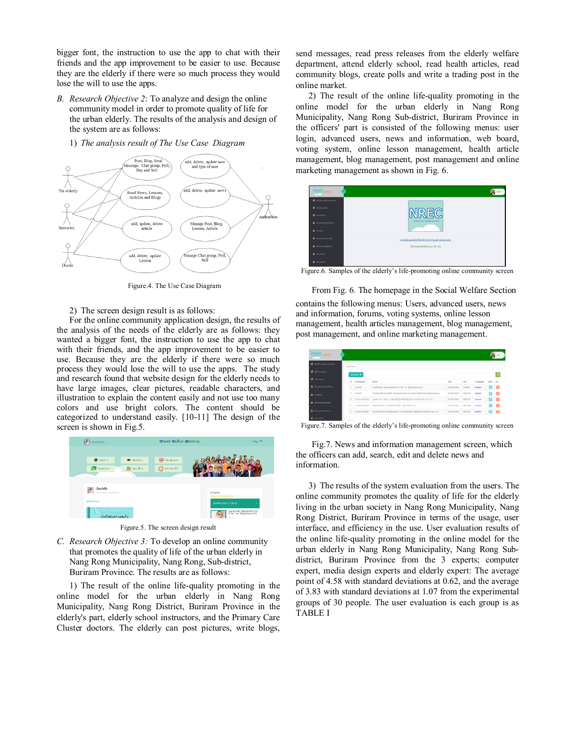bigger font, the instruction to use the app to chat with their friends and the app improvement to be easier to use. Because they are the elderly if there were so much process they would lose the will to use the apps.

*B. Research Objective 2*: To analyze and design the online community model in order to promote quality of life for the urban elderly. The results of the analysis and design of the system are as follows:

1) *The analysis result of The Use Case Diagram*

Figure.4. The Use Case Diagram

2) The screen design result is as follows:

For the online community application design, the results of the analysis of the needs of the elderly are as follows: they wanted a bigger font, the instruction to use the app to chat with their friends, and the app improvement to be easier to use. Because they are the elderly if there were so much process they would lose the will to use the apps. The study and research found that website design for the elderly needs to have large images, clear pictures, readable characters, and illustration to explain the content easily and not use too many colors and use bright colors. The content should be categorized to understand easily. [10-11] The design of the screen is shown in Fig.5.

Figure.5. The screen design result

*C. Research Objective 3:* To develop an online community that promotes the quality of life of the urban elderly in Nang Rong Municipality, Nang Rong, Sub-district, Buriram Province. The results are as follows:

1) The result of the online life-quality promoting in the online model for the urban elderly in Nang Rong Municipality, Nang Rong District, Buriram Province in the elderly's part, elderly school instructors, and the Primary Care Cluster doctors. The elderly can post pictures, write blogs, send messages, read press releases from the elderly welfare department, attend elderly school, read health articles, read community blogs, create polls and write a trading post in the online market.

2) The result of the online life-quality promoting in the online model for the urban elderly in Nang Rong Municipality, Nang Rong Sub-district, Buriram Province in the officers' part is consisted of the following menus: user login, advanced users, news and information, web board, voting system, online lesson management, health article management, blog management, post management and online marketing management as shown in Fig. 6.

Figure.6. Samples of the elderly's life-promoting online community screen

From Fig. 6. The homepage in the Social Welfare Section contains the following menus: Users, advanced users, news and information, forums, voting systems, online lesson management, health articles management, blog management, post management, and online marketing management.

Figure.7. Samples of the elderly's life-promoting online community screen

Fig.7. News and information management screen, which the officers can add, search, edit and delete news and information.

3) The results of the system evaluation from the users. The online community promotes the quality of life for the elderly living in the urban society in Nang Rong Municipality, Nang Rong District, Buriram Province of the usage, user interface, and efficiency in the use. User evaluation results of the online life-quality promoting in the online model for the urban elderly in Nang Rong Municipality, Nang Rong Sub-district, Buriram Province from the 3 experts; computer expert, media design experts and elderly expert: The average point of 4.58 with standard deviations at 0.62, and the average of 3.83 with standard deviations at 1.07 from the experimental groups of 30 people. The user evaluation is each group is as TABLE I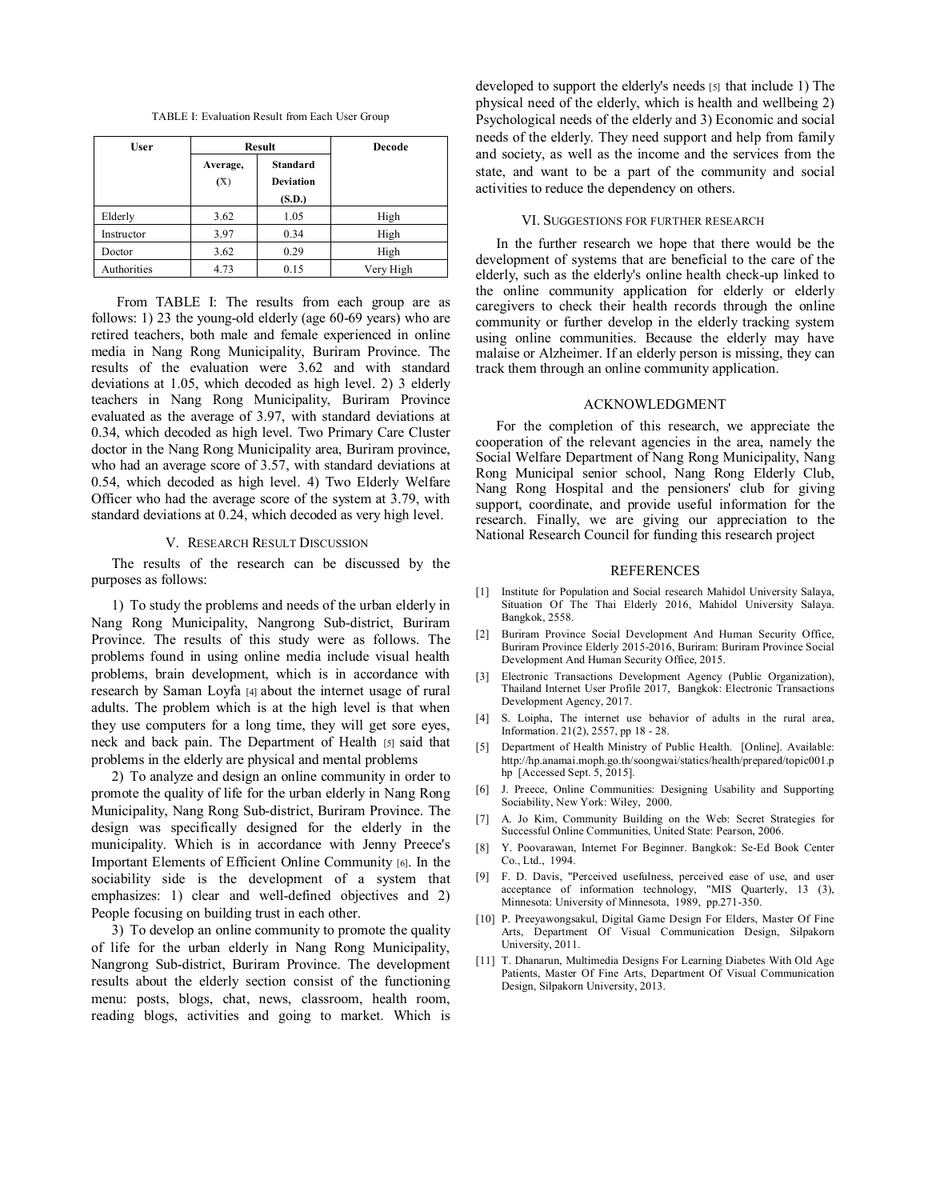TABLE I: Evaluation Result from Each User Group

| User | Result | | Decode |
|---|---|---|---|
| | Average, ($\bar{X}$) | Standard Deviation (S.D.) | |
| Elderly | 3.62 | 1.05 | High |
| Instructor | 3.97 | 0.34 | High |
| Doctor | 3.62 | 0.29 | High |
| Authorities | 4.73 | 0.15 | Very High |

From TABLE I: The results from each group are as follows: 1) 23 the young-old elderly (age 60-69 years) who are retired teachers, both male and female experienced in online media in Nang Rong Municipality, Buriram Province. The results of the evaluation were 3.62 and with standard deviations at 1.05, which decoded as high level. 2) 3 elderly teachers in Nang Rong Municipality, Buriram Province evaluated as the average of 3.97, with standard deviations at 0.34, which decoded as high level. Two Primary Care Cluster doctor in the Nang Rong Municipality area, Buriram province, who had an average score of 3.57, with standard deviations at 0.54, which decoded as high level. 4) Two Elderly Welfare Officer who had the average score of the system at 3.79, with standard deviations at 0.24, which decoded as very high level.

## V. Research Result Discussion

The results of the research can be discussed by the purposes as follows:

1) To study the problems and needs of the urban elderly in Nang Rong Municipality, Nangrong Sub-district, Buriram Province. The results of this study were as follows. The problems found in using online media include visual health problems, brain development, which is in accordance with research by Saman Loyfa [4] about the internet usage of rural adults. The problem which is at the high level is that when they use computers for a long time, they will get sore eyes, neck and back pain. The Department of Health [5] said that problems in the elderly are physical and mental problems

2) To analyze and design an online community in order to promote the quality of life for the urban elderly in Nang Rong Municipality, Nang Rong Sub-district, Buriram Province. The design was specifically designed for the elderly in the municipality. Which is in accordance with Jenny Preece's Important Elements of Efficient Online Community [6]. In the sociability side is the development of a system that emphasizes: 1) clear and well-defined objectives and 2) People focusing on building trust in each other.

3) To develop an online community to promote the quality of life for the urban elderly in Nang Rong Municipality, Nangrong Sub-district, Buriram Province. The development results about the elderly section consist of the functioning menu: posts, blogs, chat, news, classroom, health room, reading blogs, activities and going to market. Which is developed to support the elderly's needs [5] that include 1) The physical need of the elderly, which is health and wellbeing 2) Psychological needs of the elderly and 3) Economic and social needs of the elderly. They need support and help from family and society, as well as the income and the services from the state, and want to be a part of the community and social activities to reduce the dependency on others.

## VI. Suggestions for further research

In the further research we hope that there would be the development of systems that are beneficial to the care of the elderly, such as the elderly's online health check-up linked to the online community application for elderly or elderly caregivers to check their health records through the online community or further develop in the elderly tracking system using online communities. Because the elderly may have malaise or Alzheimer. If an elderly person is missing, they can track them through an online community application.

## Acknowledgment

For the completion of this research, we appreciate the cooperation of the relevant agencies in the area, namely the Social Welfare Department of Nang Rong Municipality, Nang Rong Municipal senior school, Nang Rong Elderly Club, Nang Rong Hospital and the pensioners' club for giving support, coordinate, and provide useful information for the research. Finally, we are giving our appreciation to the National Research Council for funding this research project

## References

[1] Institute for Population and Social research Mahidol University Salaya, Situation Of The Thai Elderly 2016, Mahidol University Salaya. Bangkok, 2558.

[2] Buriram Province Social Development And Human Security Office, Buriram Province Elderly 2015-2016, Buriram: Buriram Province Social Development And Human Security Office, 2015.

[3] Electronic Transactions Development Agency (Public Organization), Thailand Internet User Profile 2017, Bangkok: Electronic Transactions Development Agency, 2017.

[4] S. Loipha, The internet use behavior of adults in the rural area, Information. 21(2), 2557, pp 18 - 28.

[5] Department of Health Ministry of Public Health. [Online]. Available: http://hp.anamai.moph.go.th/soongwai/statics/health/prepared/topic001.php [Accessed Sept. 5, 2015].

[6] J. Preece, Online Communities: Designing Usability and Supporting Sociability, New York: Wiley, 2000.

[7] A. Jo Kim, Community Building on the Web: Secret Strategies for Successful Online Communities, United State: Pearson, 2006.

[8] Y. Poovarawan, Internet For Beginner. Bangkok: Se-Ed Book Center Co., Ltd., 1994.

[9] F. D. Davis, "Perceived usefulness, perceived ease of use, and user acceptance of information technology, "MIS Quarterly, 13 (3), Minnesota: University of Minnesota, 1989, pp.271-350.

[10] P. Preeyawongsakul, Digital Game Design For Elders, Master Of Fine Arts, Department Of Visual Communication Design, Silpakorn University, 2011.

[11] T. Dhanarun, Multimedia Designs For Learning Diabetes With Old Age Patients, Master Of Fine Arts, Department Of Visual Communication Design, Silpakorn University, 2013.